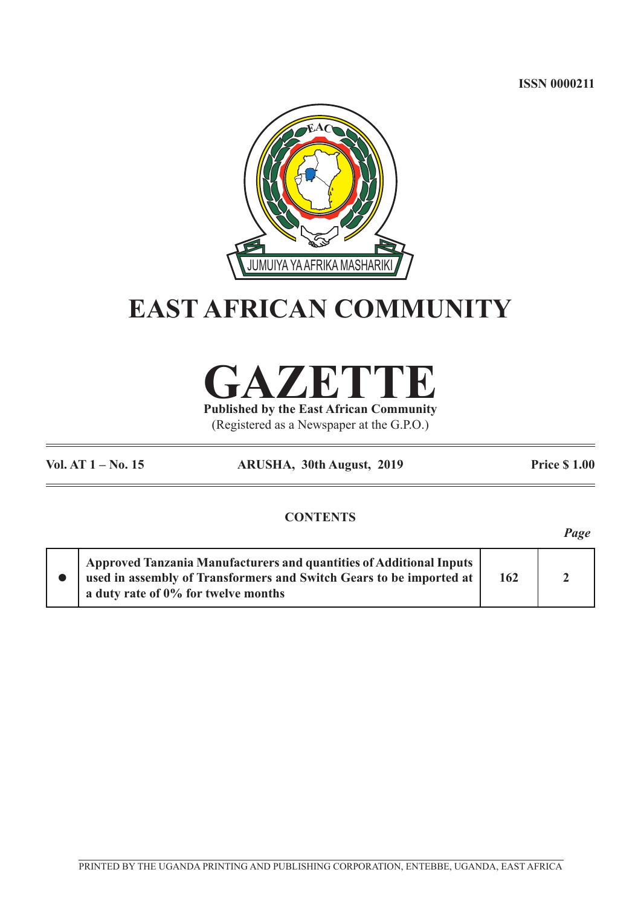ISSN 0000211

JUMUIYA YA AFRIKA MASHARIKI

# EAST AFRICAN COMMUNITY

# GAZETTE

**Published by the East African Community**

(Registered as a Newspaper at the G.P.O.)

**Vol. AT 1 – No. 15** **ARUSHA, 30th August, 2019** **Price $ 1.00**

**CONTENTS**

| | | | *Page* |
|---|---|---|---|
| ● | **Approved Tanzania Manufacturers and quantities of Additional Inputs used in assembly of Transformers and Switch Gears to be imported at a duty rate of 0% for twelve months** | **162** | **2** |

PRINTED BY THE UGANDA PRINTING AND PUBLISHING CORPORATION, ENTEBBE, UGANDA, EAST AFRICA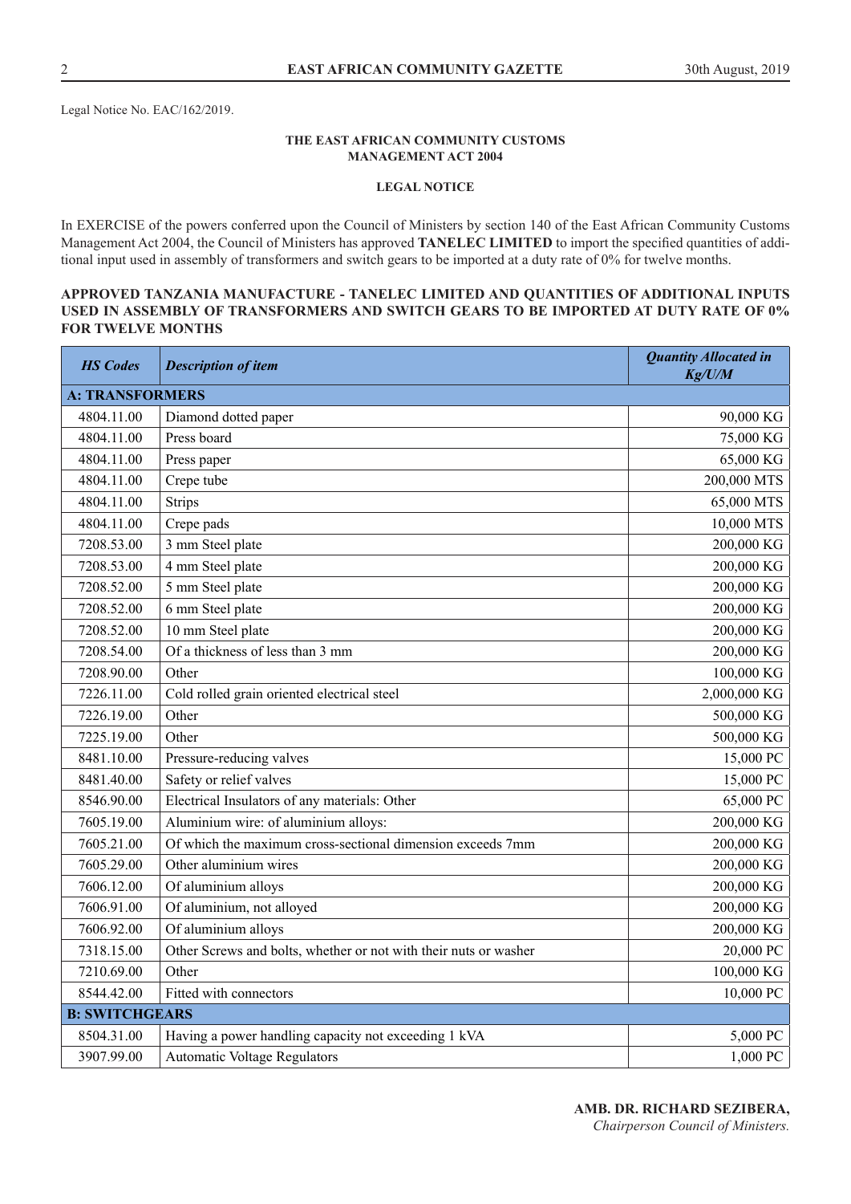Legal Notice No. EAC/162/2019.

**THE EAST AFRICAN COMMUNITY CUSTOMS MANAGEMENT ACT 2004**

**LEGAL NOTICE**

In EXERCISE of the powers conferred upon the Council of Ministers by section 140 of the East African Community Customs Management Act 2004, the Council of Ministers has approved **TANELEC LIMITED** to import the specified quantities of additional input used in assembly of transformers and switch gears to be imported at a duty rate of 0% for twelve months.

**APPROVED TANZANIA MANUFACTURE - TANELEC LIMITED AND QUANTITIES OF ADDITIONAL INPUTS USED IN ASSEMBLY OF TRANSFORMERS AND SWITCH GEARS TO BE IMPORTED AT DUTY RATE OF 0% FOR TWELVE MONTHS**

| *HS Codes* | *Description of item* | *Quantity Allocated in Kg/U/M* |
|---|---|---|
| **A: TRANSFORMERS** | | |
| 4804.11.00 | Diamond dotted paper | 90,000 KG |
| 4804.11.00 | Press board | 75,000 KG |
| 4804.11.00 | Press paper | 65,000 KG |
| 4804.11.00 | Crepe tube | 200,000 MTS |
| 4804.11.00 | Strips | 65,000 MTS |
| 4804.11.00 | Crepe pads | 10,000 MTS |
| 7208.53.00 | 3 mm Steel plate | 200,000 KG |
| 7208.53.00 | 4 mm Steel plate | 200,000 KG |
| 7208.52.00 | 5 mm Steel plate | 200,000 KG |
| 7208.52.00 | 6 mm Steel plate | 200,000 KG |
| 7208.52.00 | 10 mm Steel plate | 200,000 KG |
| 7208.54.00 | Of a thickness of less than 3 mm | 200,000 KG |
| 7208.90.00 | Other | 100,000 KG |
| 7226.11.00 | Cold rolled grain oriented electrical steel | 2,000,000 KG |
| 7226.19.00 | Other | 500,000 KG |
| 7225.19.00 | Other | 500,000 KG |
| 8481.10.00 | Pressure-reducing valves | 15,000 PC |
| 8481.40.00 | Safety or relief valves | 15,000 PC |
| 8546.90.00 | Electrical Insulators of any materials: Other | 65,000 PC |
| 7605.19.00 | Aluminium wire: of aluminium alloys: | 200,000 KG |
| 7605.21.00 | Of which the maximum cross-sectional dimension exceeds 7mm | 200,000 KG |
| 7605.29.00 | Other aluminium wires | 200,000 KG |
| 7606.12.00 | Of aluminium alloys | 200,000 KG |
| 7606.91.00 | Of aluminium, not alloyed | 200,000 KG |
| 7606.92.00 | Of aluminium alloys | 200,000 KG |
| 7318.15.00 | Other Screws and bolts, whether or not with their nuts or washer | 20,000 PC |
| 7210.69.00 | Other | 100,000 KG |
| 8544.42.00 | Fitted with connectors | 10,000 PC |
| **B: SWITCHGEARS** | | |
| 8504.31.00 | Having a power handling capacity not exceeding 1 kVA | 5,000 PC |
| 3907.99.00 | Automatic Voltage Regulators | 1,000 PC |

**AMB. DR. RICHARD SEZIBERA,**
*Chairperson Council of Ministers.*